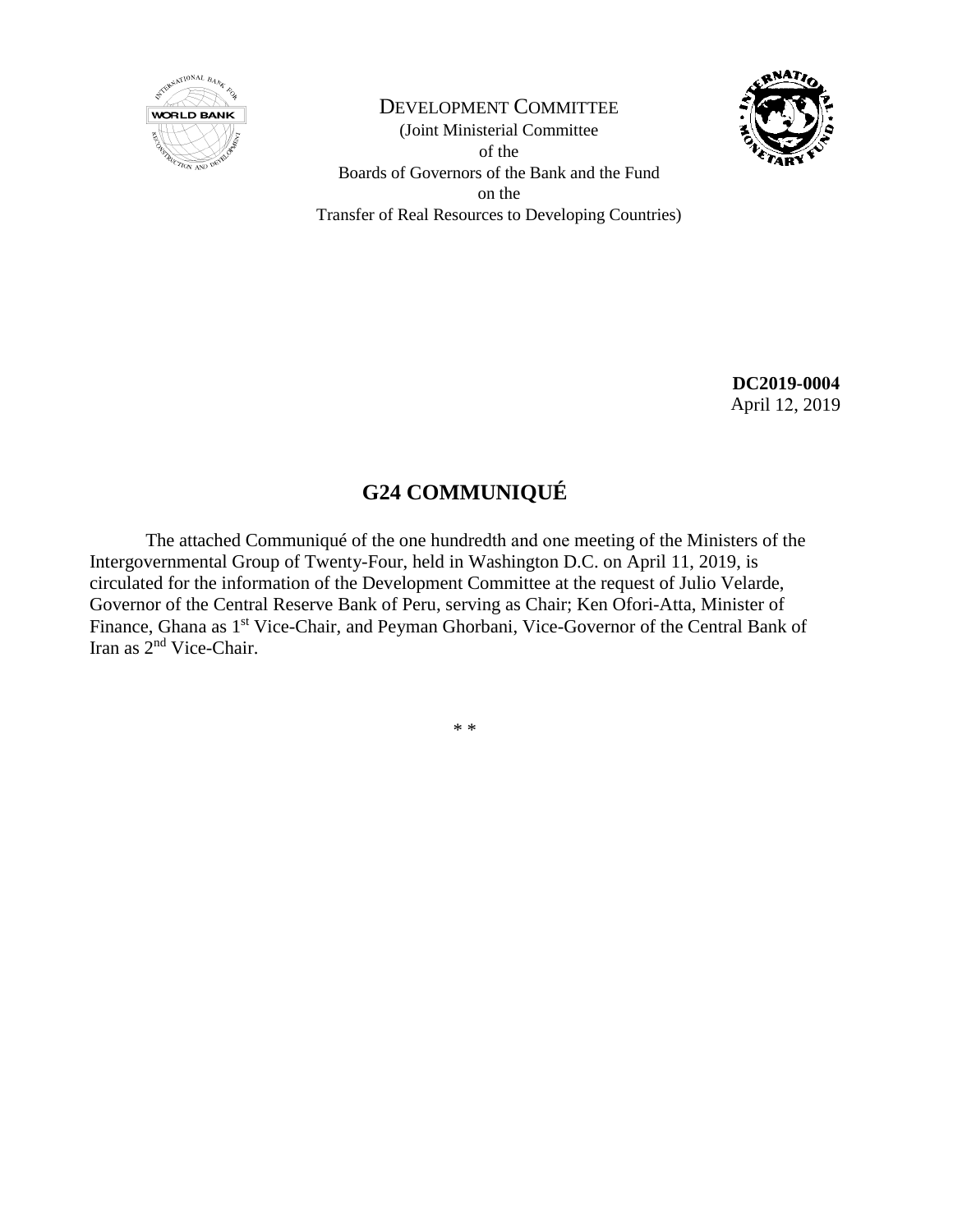DEVELOPMENT COMMITTEE
(Joint Ministerial Committee
of the
Boards of Governors of the Bank and the Fund
on the
Transfer of Real Resources to Developing Countries)

**DC2019-0004**
April 12, 2019

# G24 COMMUNIQUÉ

The attached Communiqué of the one hundredth and one meeting of the Ministers of the Intergovernmental Group of Twenty-Four, held in Washington D.C. on April 11, 2019, is circulated for the information of the Development Committee at the request of Julio Velarde, Governor of the Central Reserve Bank of Peru, serving as Chair; Ken Ofori-Atta, Minister of Finance, Ghana as 1st Vice-Chair, and Peyman Ghorbani, Vice-Governor of the Central Bank of Iran as 2nd Vice-Chair.

\* \*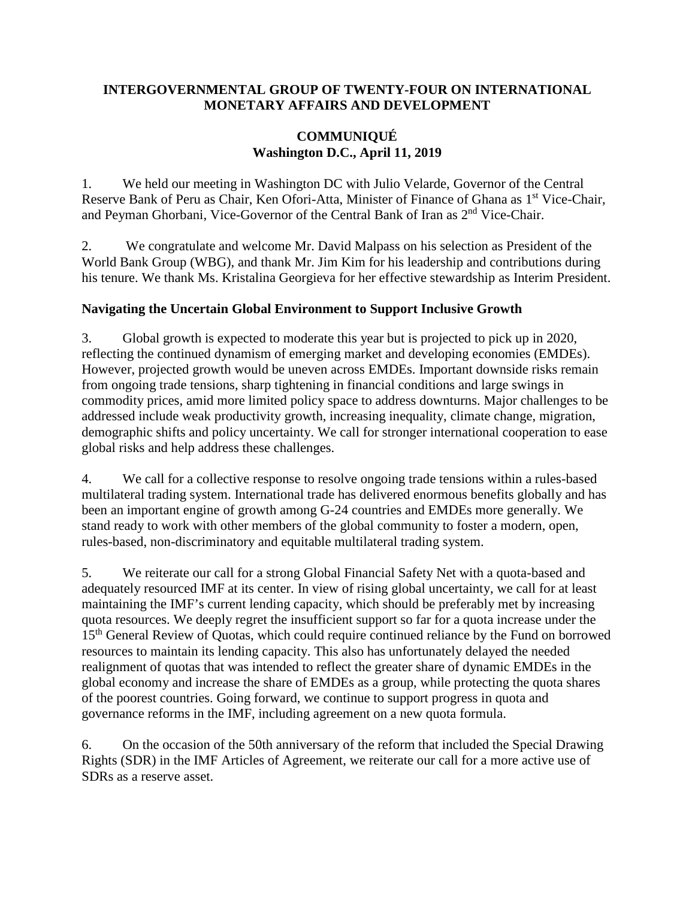**INTERGOVERNMENTAL GROUP OF TWENTY-FOUR ON INTERNATIONAL MONETARY AFFAIRS AND DEVELOPMENT**

**COMMUNIQUÉ**
**Washington D.C., April 11, 2019**

1. We held our meeting in Washington DC with Julio Velarde, Governor of the Central Reserve Bank of Peru as Chair, Ken Ofori-Atta, Minister of Finance of Ghana as 1st Vice-Chair, and Peyman Ghorbani, Vice-Governor of the Central Bank of Iran as 2nd Vice-Chair.

2. We congratulate and welcome Mr. David Malpass on his selection as President of the World Bank Group (WBG), and thank Mr. Jim Kim for his leadership and contributions during his tenure. We thank Ms. Kristalina Georgieva for her effective stewardship as Interim President.

## Navigating the Uncertain Global Environment to Support Inclusive Growth

3. Global growth is expected to moderate this year but is projected to pick up in 2020, reflecting the continued dynamism of emerging market and developing economies (EMDEs). However, projected growth would be uneven across EMDEs. Important downside risks remain from ongoing trade tensions, sharp tightening in financial conditions and large swings in commodity prices, amid more limited policy space to address downturns. Major challenges to be addressed include weak productivity growth, increasing inequality, climate change, migration, demographic shifts and policy uncertainty. We call for stronger international cooperation to ease global risks and help address these challenges.

4. We call for a collective response to resolve ongoing trade tensions within a rules-based multilateral trading system. International trade has delivered enormous benefits globally and has been an important engine of growth among G-24 countries and EMDEs more generally. We stand ready to work with other members of the global community to foster a modern, open, rules-based, non-discriminatory and equitable multilateral trading system.

5. We reiterate our call for a strong Global Financial Safety Net with a quota-based and adequately resourced IMF at its center. In view of rising global uncertainty, we call for at least maintaining the IMF's current lending capacity, which should be preferably met by increasing quota resources. We deeply regret the insufficient support so far for a quota increase under the 15th General Review of Quotas, which could require continued reliance by the Fund on borrowed resources to maintain its lending capacity. This also has unfortunately delayed the needed realignment of quotas that was intended to reflect the greater share of dynamic EMDEs in the global economy and increase the share of EMDEs as a group, while protecting the quota shares of the poorest countries. Going forward, we continue to support progress in quota and governance reforms in the IMF, including agreement on a new quota formula.

6. On the occasion of the 50th anniversary of the reform that included the Special Drawing Rights (SDR) in the IMF Articles of Agreement, we reiterate our call for a more active use of SDRs as a reserve asset.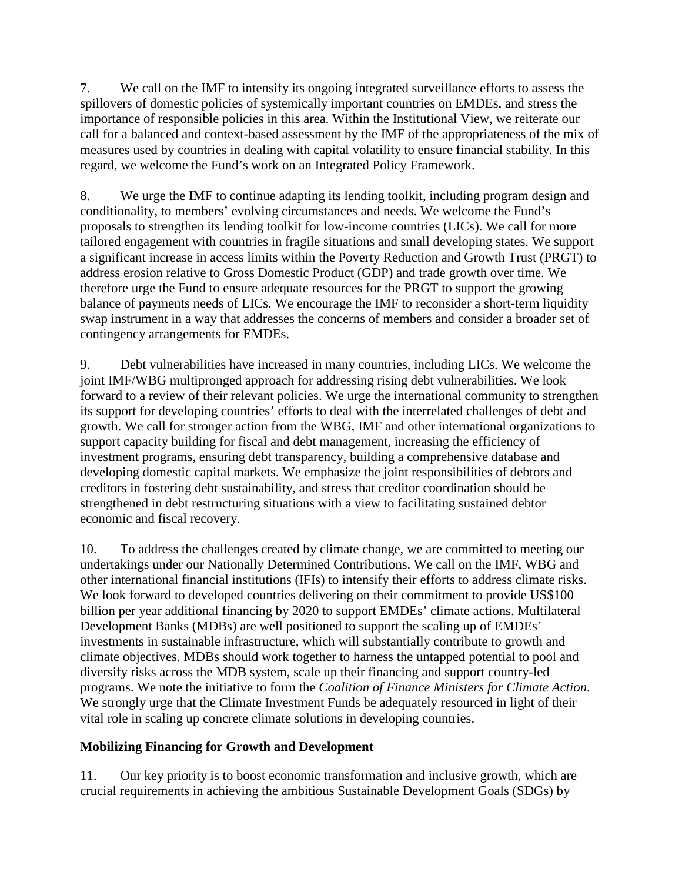7. We call on the IMF to intensify its ongoing integrated surveillance efforts to assess the spillovers of domestic policies of systemically important countries on EMDEs, and stress the importance of responsible policies in this area. Within the Institutional View, we reiterate our call for a balanced and context-based assessment by the IMF of the appropriateness of the mix of measures used by countries in dealing with capital volatility to ensure financial stability. In this regard, we welcome the Fund's work on an Integrated Policy Framework.

8. We urge the IMF to continue adapting its lending toolkit, including program design and conditionality, to members' evolving circumstances and needs. We welcome the Fund's proposals to strengthen its lending toolkit for low-income countries (LICs). We call for more tailored engagement with countries in fragile situations and small developing states. We support a significant increase in access limits within the Poverty Reduction and Growth Trust (PRGT) to address erosion relative to Gross Domestic Product (GDP) and trade growth over time. We therefore urge the Fund to ensure adequate resources for the PRGT to support the growing balance of payments needs of LICs. We encourage the IMF to reconsider a short-term liquidity swap instrument in a way that addresses the concerns of members and consider a broader set of contingency arrangements for EMDEs.

9. Debt vulnerabilities have increased in many countries, including LICs. We welcome the joint IMF/WBG multipronged approach for addressing rising debt vulnerabilities. We look forward to a review of their relevant policies. We urge the international community to strengthen its support for developing countries' efforts to deal with the interrelated challenges of debt and growth. We call for stronger action from the WBG, IMF and other international organizations to support capacity building for fiscal and debt management, increasing the efficiency of investment programs, ensuring debt transparency, building a comprehensive database and developing domestic capital markets. We emphasize the joint responsibilities of debtors and creditors in fostering debt sustainability, and stress that creditor coordination should be strengthened in debt restructuring situations with a view to facilitating sustained debtor economic and fiscal recovery.

10. To address the challenges created by climate change, we are committed to meeting our undertakings under our Nationally Determined Contributions. We call on the IMF, WBG and other international financial institutions (IFIs) to intensify their efforts to address climate risks. We look forward to developed countries delivering on their commitment to provide US$100 billion per year additional financing by 2020 to support EMDEs' climate actions. Multilateral Development Banks (MDBs) are well positioned to support the scaling up of EMDEs' investments in sustainable infrastructure, which will substantially contribute to growth and climate objectives. MDBs should work together to harness the untapped potential to pool and diversify risks across the MDB system, scale up their financing and support country-led programs. We note the initiative to form the *Coalition of Finance Ministers for Climate Action*. We strongly urge that the Climate Investment Funds be adequately resourced in light of their vital role in scaling up concrete climate solutions in developing countries.

## Mobilizing Financing for Growth and Development

11. Our key priority is to boost economic transformation and inclusive growth, which are crucial requirements in achieving the ambitious Sustainable Development Goals (SDGs) by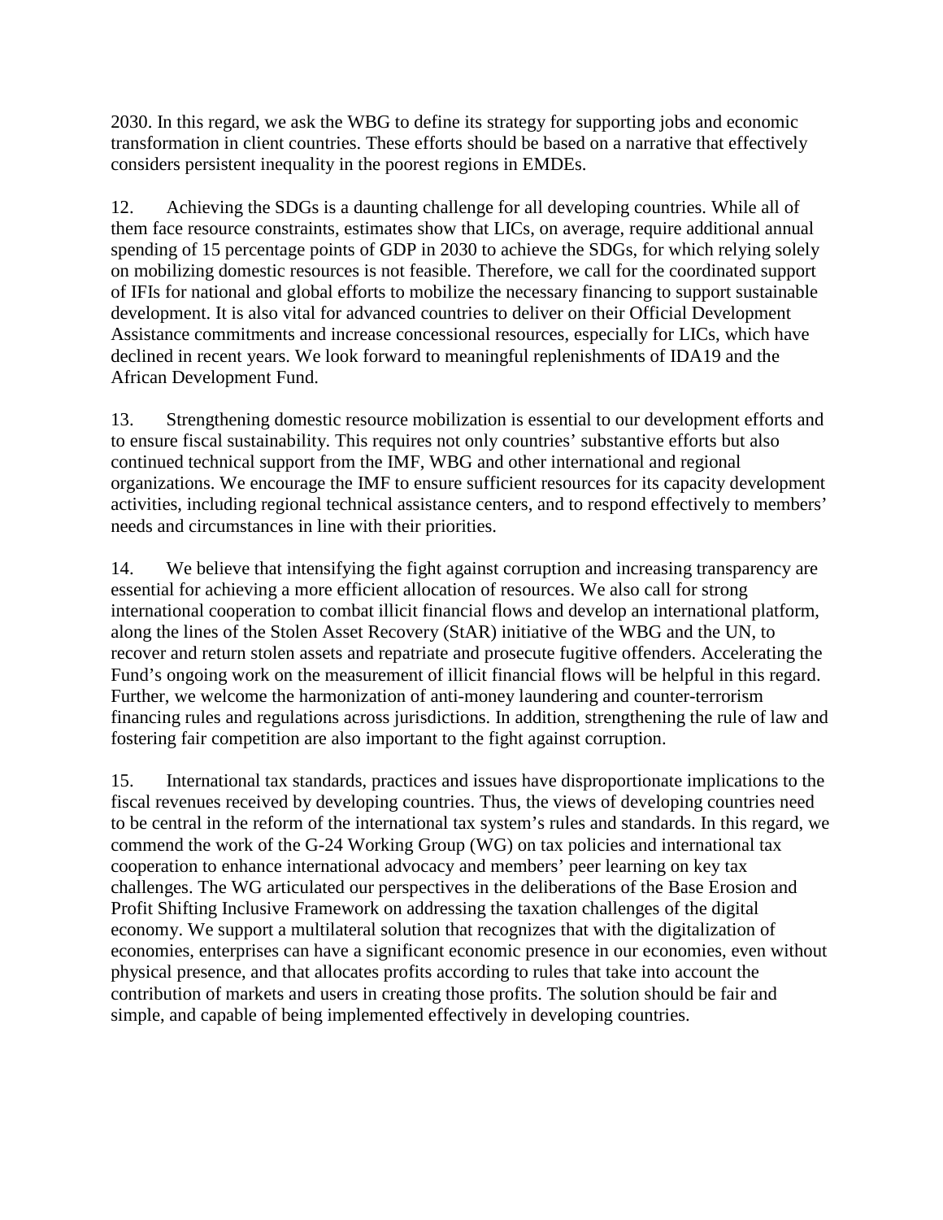2030. In this regard, we ask the WBG to define its strategy for supporting jobs and economic transformation in client countries. These efforts should be based on a narrative that effectively considers persistent inequality in the poorest regions in EMDEs.

12. Achieving the SDGs is a daunting challenge for all developing countries. While all of them face resource constraints, estimates show that LICs, on average, require additional annual spending of 15 percentage points of GDP in 2030 to achieve the SDGs, for which relying solely on mobilizing domestic resources is not feasible. Therefore, we call for the coordinated support of IFIs for national and global efforts to mobilize the necessary financing to support sustainable development. It is also vital for advanced countries to deliver on their Official Development Assistance commitments and increase concessional resources, especially for LICs, which have declined in recent years. We look forward to meaningful replenishments of IDA19 and the African Development Fund.

13. Strengthening domestic resource mobilization is essential to our development efforts and to ensure fiscal sustainability. This requires not only countries' substantive efforts but also continued technical support from the IMF, WBG and other international and regional organizations. We encourage the IMF to ensure sufficient resources for its capacity development activities, including regional technical assistance centers, and to respond effectively to members' needs and circumstances in line with their priorities.

14. We believe that intensifying the fight against corruption and increasing transparency are essential for achieving a more efficient allocation of resources. We also call for strong international cooperation to combat illicit financial flows and develop an international platform, along the lines of the Stolen Asset Recovery (StAR) initiative of the WBG and the UN, to recover and return stolen assets and repatriate and prosecute fugitive offenders. Accelerating the Fund's ongoing work on the measurement of illicit financial flows will be helpful in this regard. Further, we welcome the harmonization of anti-money laundering and counter-terrorism financing rules and regulations across jurisdictions. In addition, strengthening the rule of law and fostering fair competition are also important to the fight against corruption.

15. International tax standards, practices and issues have disproportionate implications to the fiscal revenues received by developing countries. Thus, the views of developing countries need to be central in the reform of the international tax system's rules and standards. In this regard, we commend the work of the G-24 Working Group (WG) on tax policies and international tax cooperation to enhance international advocacy and members' peer learning on key tax challenges. The WG articulated our perspectives in the deliberations of the Base Erosion and Profit Shifting Inclusive Framework on addressing the taxation challenges of the digital economy. We support a multilateral solution that recognizes that with the digitalization of economies, enterprises can have a significant economic presence in our economies, even without physical presence, and that allocates profits according to rules that take into account the contribution of markets and users in creating those profits. The solution should be fair and simple, and capable of being implemented effectively in developing countries.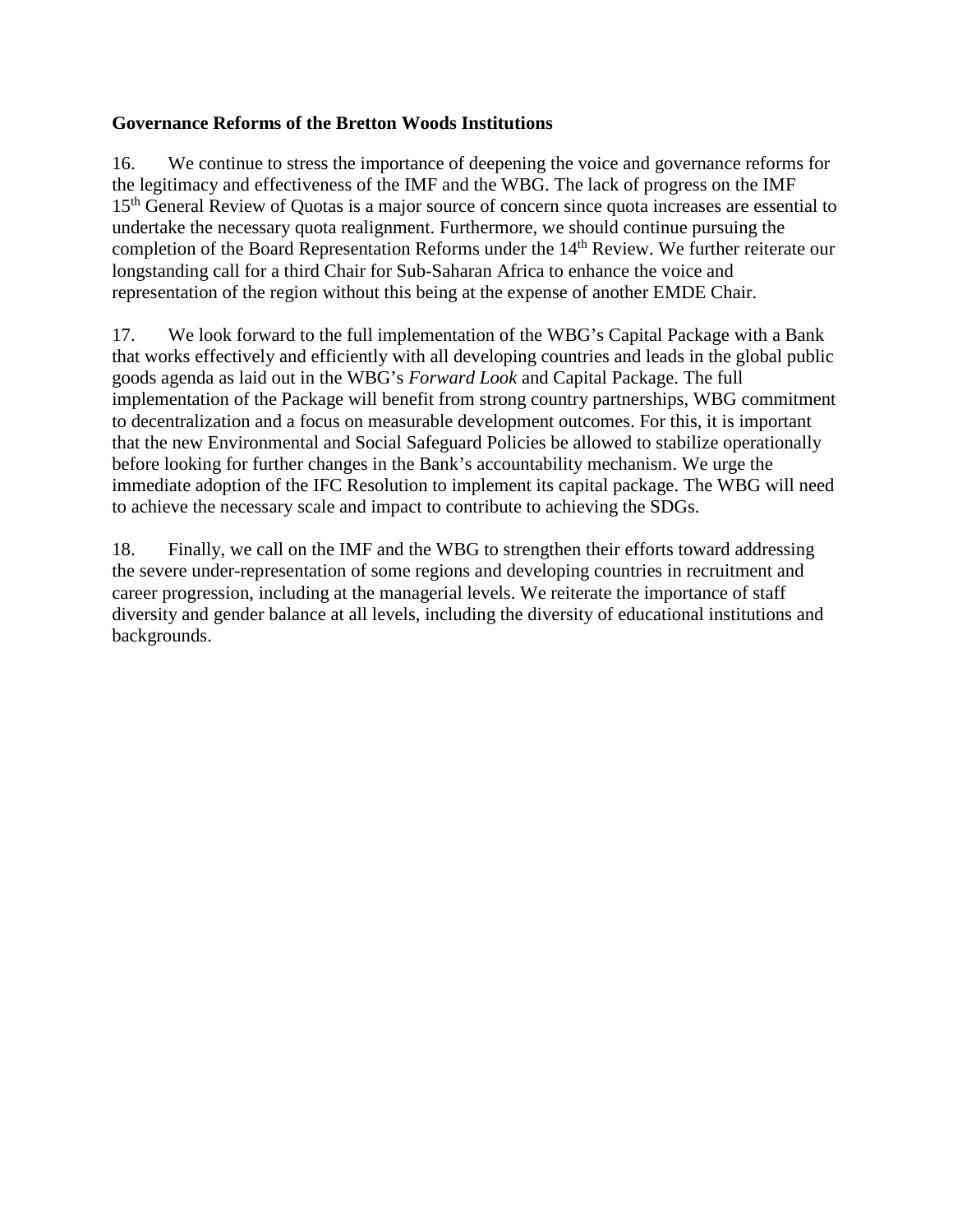**Governance Reforms of the Bretton Woods Institutions**

16. We continue to stress the importance of deepening the voice and governance reforms for the legitimacy and effectiveness of the IMF and the WBG. The lack of progress on the IMF 15th General Review of Quotas is a major source of concern since quota increases are essential to undertake the necessary quota realignment. Furthermore, we should continue pursuing the completion of the Board Representation Reforms under the 14th Review. We further reiterate our longstanding call for a third Chair for Sub-Saharan Africa to enhance the voice and representation of the region without this being at the expense of another EMDE Chair.

17. We look forward to the full implementation of the WBG's Capital Package with a Bank that works effectively and efficiently with all developing countries and leads in the global public goods agenda as laid out in the WBG's *Forward Look* and Capital Package. The full implementation of the Package will benefit from strong country partnerships, WBG commitment to decentralization and a focus on measurable development outcomes. For this, it is important that the new Environmental and Social Safeguard Policies be allowed to stabilize operationally before looking for further changes in the Bank's accountability mechanism. We urge the immediate adoption of the IFC Resolution to implement its capital package. The WBG will need to achieve the necessary scale and impact to contribute to achieving the SDGs.

18. Finally, we call on the IMF and the WBG to strengthen their efforts toward addressing the severe under-representation of some regions and developing countries in recruitment and career progression, including at the managerial levels. We reiterate the importance of staff diversity and gender balance at all levels, including the diversity of educational institutions and backgrounds.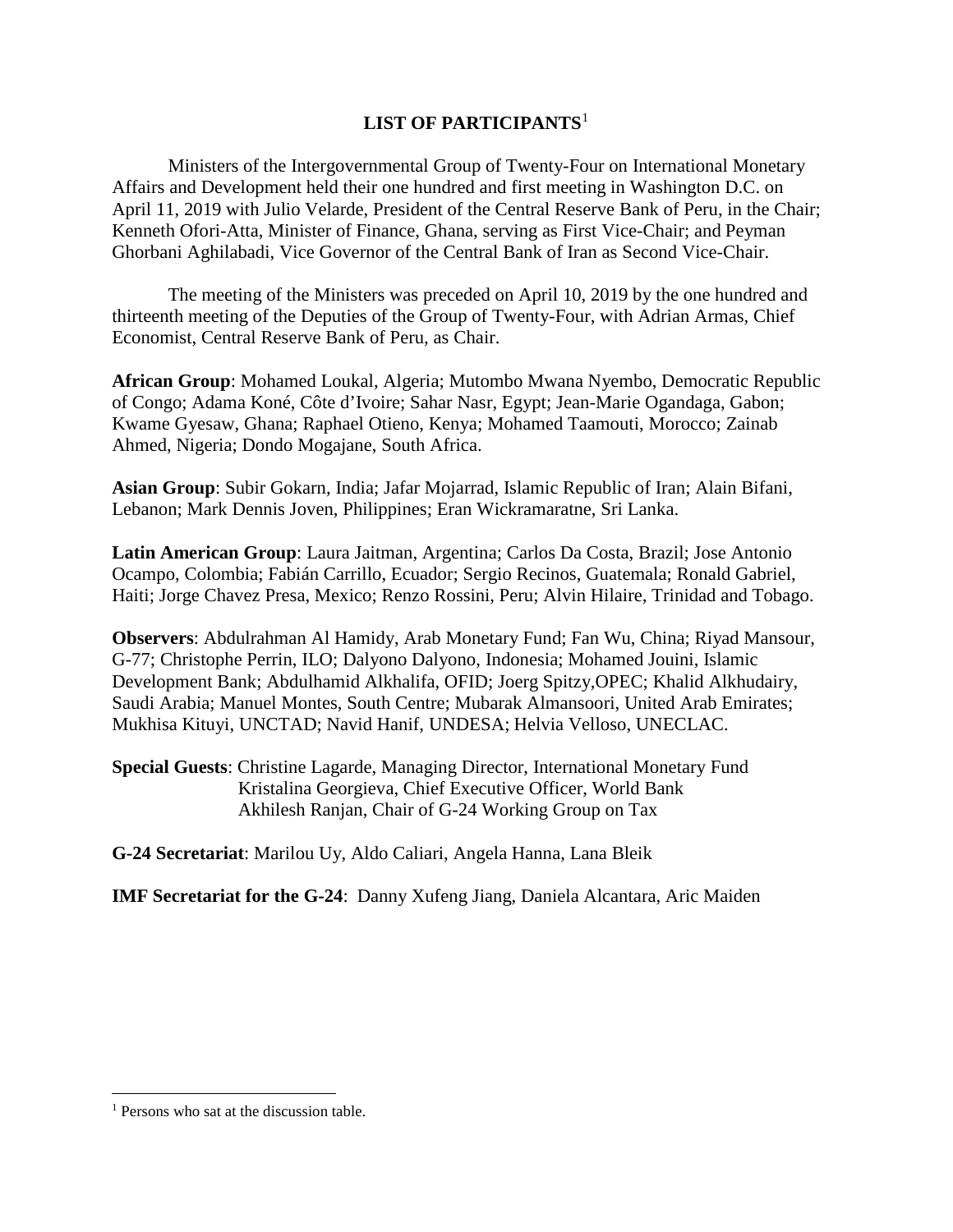# LIST OF PARTICIPANTS[1]

Ministers of the Intergovernmental Group of Twenty-Four on International Monetary Affairs and Development held their one hundred and first meeting in Washington D.C. on April 11, 2019 with Julio Velarde, President of the Central Reserve Bank of Peru, in the Chair; Kenneth Ofori-Atta, Minister of Finance, Ghana, serving as First Vice-Chair; and Peyman Ghorbani Aghilabadi, Vice Governor of the Central Bank of Iran as Second Vice-Chair.

The meeting of the Ministers was preceded on April 10, 2019 by the one hundred and thirteenth meeting of the Deputies of the Group of Twenty-Four, with Adrian Armas, Chief Economist, Central Reserve Bank of Peru, as Chair.

**African Group**: Mohamed Loukal, Algeria; Mutombo Mwana Nyembo, Democratic Republic of Congo; Adama Koné, Côte d'Ivoire; Sahar Nasr, Egypt; Jean-Marie Ogandaga, Gabon; Kwame Gyesaw, Ghana; Raphael Otieno, Kenya; Mohamed Taamouti, Morocco; Zainab Ahmed, Nigeria; Dondo Mogajane, South Africa.

**Asian Group**: Subir Gokarn, India; Jafar Mojarrad, Islamic Republic of Iran; Alain Bifani, Lebanon; Mark Dennis Joven, Philippines; Eran Wickramaratne, Sri Lanka.

**Latin American Group**: Laura Jaitman, Argentina; Carlos Da Costa, Brazil; Jose Antonio Ocampo, Colombia; Fabián Carrillo, Ecuador; Sergio Recinos, Guatemala; Ronald Gabriel, Haiti; Jorge Chavez Presa, Mexico; Renzo Rossini, Peru; Alvin Hilaire, Trinidad and Tobago.

**Observers**: Abdulrahman Al Hamidy, Arab Monetary Fund; Fan Wu, China; Riyad Mansour, G-77; Christophe Perrin, ILO; Dalyono Dalyono, Indonesia; Mohamed Jouini, Islamic Development Bank; Abdulhamid Alkhalifa, OFID; Joerg Spitzy,OPEC; Khalid Alkhudairy, Saudi Arabia; Manuel Montes, South Centre; Mubarak Almansoori, United Arab Emirates; Mukhisa Kituyi, UNCTAD; Navid Hanif, UNDESA; Helvia Velloso, UNECLAC.

**Special Guests**: Christine Lagarde, Managing Director, International Monetary Fund
Kristalina Georgieva, Chief Executive Officer, World Bank
Akhilesh Ranjan, Chair of G-24 Working Group on Tax

**G-24 Secretariat**: Marilou Uy, Aldo Caliari, Angela Hanna, Lana Bleik

**IMF Secretariat for the G-24**: Danny Xufeng Jiang, Daniela Alcantara, Aric Maiden

[1] Persons who sat at the discussion table.